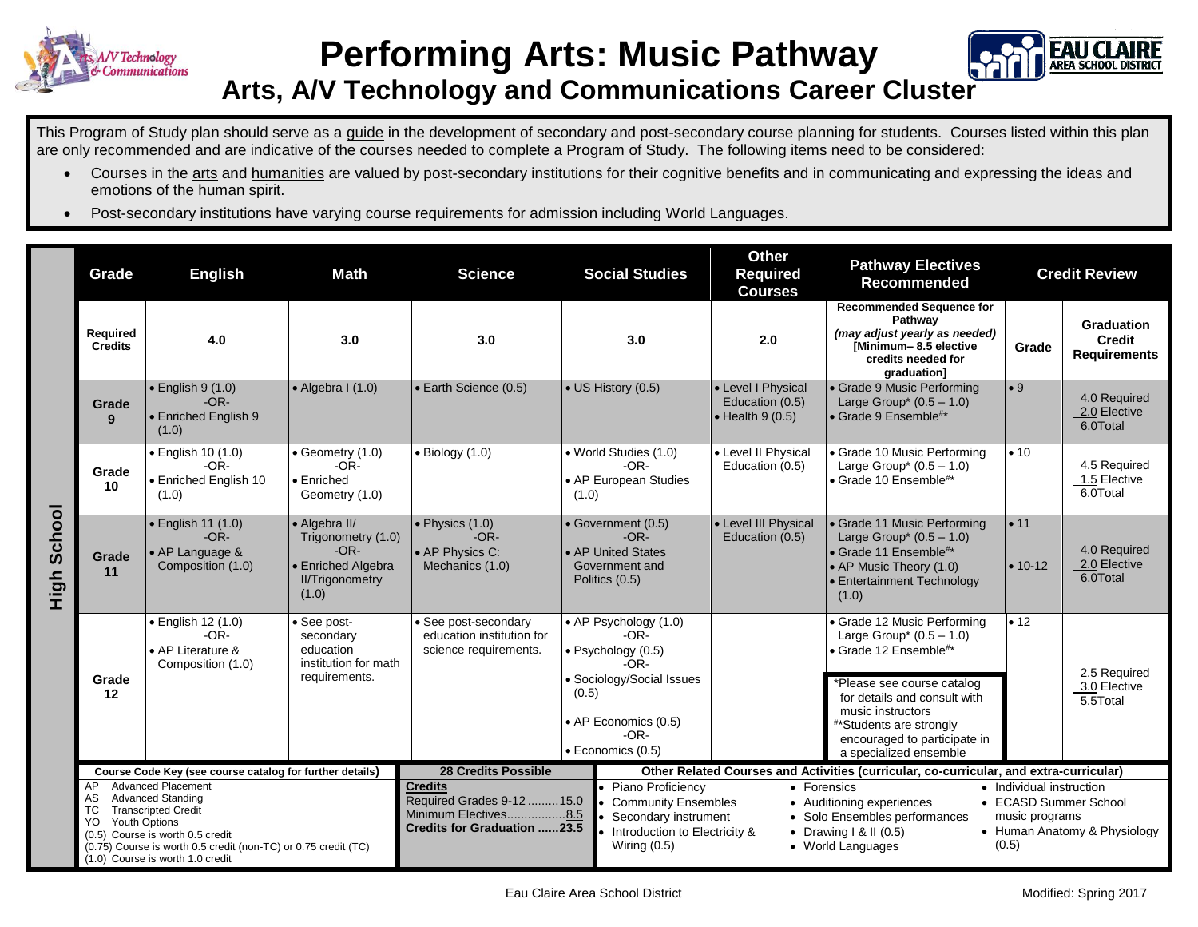# Performing Arts: Music Pathway

## Arts, A/V Technology and Communications Career Cluster

This Program of Study plan should serve as a guide in the development of secondary and post-secondary course planning for students. Courses listed within this plan are only recommended and are indicative of the courses needed to complete a Program of Study. The following items need to be considered:

- Courses in the arts and humanities are valued by post-secondary institutions for their cognitive benefits and in communicating and expressing the ideas and emotions of the human spirit.
- Post-secondary institutions have varying course requirements for admission including World Languages.

**High School**

| Grade | English | Math | Science | Social Studies | Other Required Courses | Pathway Electives Recommended | Credit Review: Grade | Credit Review: Graduation Credit Requirements |
|---|---|---|---|---|---|---|---|---|
| Required Credits | 4.0 | 3.0 | 3.0 | 3.0 | 2.0 | **Recommended Sequence for Pathway** ***(may adjust yearly as needed)*** **[Minimum– 8.5 elective credits needed for graduation]** | Grade | Graduation Credit Requirements |
| Grade 9 | • English 9 (1.0) -OR- • Enriched English 9 (1.0) | • Algebra I (1.0) | • Earth Science (0.5) | • US History (0.5) | • Level I Physical Education (0.5) • Health 9 (0.5) | • Grade 9 Music Performing Large Group* (0.5 – 1.0) • Grade 9 Ensemble#* | • 9 | 4.0 Required 2.0 Elective 6.0Total |
| Grade 10 | • English 10 (1.0) -OR- • Enriched English 10 (1.0) | • Geometry (1.0) -OR- • Enriched Geometry (1.0) | • Biology (1.0) | • World Studies (1.0) -OR- • AP European Studies (1.0) | • Level II Physical Education (0.5) | • Grade 10 Music Performing Large Group* (0.5 – 1.0) • Grade 10 Ensemble#* | • 10 | 4.5 Required 1.5 Elective 6.0Total |
| Grade 11 | • English 11 (1.0) -OR- • AP Language & Composition (1.0) | • Algebra II/ Trigonometry (1.0) -OR- • Enriched Algebra II/Trigonometry (1.0) | • Physics (1.0) -OR- • AP Physics C: Mechanics (1.0) | • Government (0.5) -OR- • AP United States Government and Politics (0.5) | • Level III Physical Education (0.5) | • Grade 11 Music Performing Large Group* (0.5 – 1.0) • Grade 11 Ensemble#* • AP Music Theory (1.0) • Entertainment Technology (1.0) | • 11 • 10-12 | 4.0 Required 2.0 Elective 6.0Total |
| Grade 12 | • English 12 (1.0) -OR- • AP Literature & Composition (1.0) | • See post-secondary education institution for math requirements. | • See post-secondary education institution for science requirements. | • AP Psychology (1.0) -OR- • Psychology (0.5) -OR- • Sociology/Social Issues (0.5) • AP Economics (0.5) -OR- • Economics (0.5) | | • Grade 12 Music Performing Large Group* (0.5 – 1.0) • Grade 12 Ensemble#* *Please see course catalog for details and consult with music instructors #*Students are strongly encouraged to participate in a specialized ensemble | • 12 | 2.5 Required 3.0 Elective 5.5Total |

**Course Code Key (see course catalog for further details)**

- AP Advanced Placement
- AS Advanced Standing
- TC Transcripted Credit
- YO Youth Options
- (0.5) Course is worth 0.5 credit
- (0.75) Course is worth 0.5 credit (non-TC) or 0.75 credit (TC)
- (1.0) Course is worth 1.0 credit

**28 Credits Possible**

**Credits**
Required Grades 9-12 .........15.0
Minimum Electives.................8.5
**Credits for Graduation ......23.5**

**Other Related Courses and Activities (curricular, co-curricular, and extra-curricular)**

- Piano Proficiency
- Community Ensembles
- Secondary instrument
- Introduction to Electricity & Wiring (0.5)
- Forensics
- Auditioning experiences
- Solo Ensembles performances
- Drawing I & II (0.5)
- World Languages
- Individual instruction
- ECASD Summer School music programs
- Human Anatomy & Physiology (0.5)

Eau Claire Area School District — Modified: Spring 2017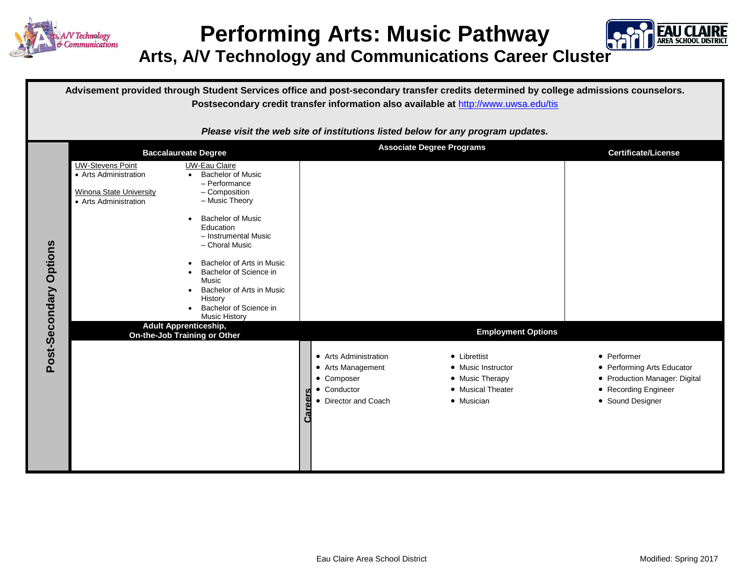# Performing Arts: Music Pathway

## Arts, A/V Technology and Communications Career Cluster

**Advisement provided through Student Services office and post-secondary transfer credits determined by college admissions counselors.**
**Postsecondary credit transfer information also available at [http://www.uwsa.edu/tis](http://www.uwsa.edu/tis)**

***Please visit the web site of institutions listed below for any program updates.***

## Post-Secondary Options

| Baccalaureate Degree | Associate Degree Programs | Certificate/License |
|---|---|---|
| UW-Stevens Point<br>• Arts Administration<br><br>Winona State University<br>• Arts Administration<br><br>UW-Eau Claire<br>• Bachelor of Music<br>– Performance<br>– Composition<br>– Music Theory<br>• Bachelor of Music Education<br>– Instrumental Music<br>– Choral Music<br>• Bachelor of Arts in Music<br>• Bachelor of Science in Music<br>• Bachelor of Arts in Music History<br>• Bachelor of Science in Music History | | |

| Adult Apprenticeship, On-the-Job Training or Other | Employment Options |
|---|---|
| | **Careers**<br>• Arts Administration<br>• Arts Management<br>• Composer<br>• Conductor<br>• Director and Coach<br>• Librettist<br>• Music Instructor<br>• Music Therapy<br>• Musical Theater<br>• Musician<br>• Performer<br>• Performing Arts Educator<br>• Production Manager: Digital<br>• Recording Engineer<br>• Sound Designer |

Eau Claire Area School District

Modified: Spring 2017